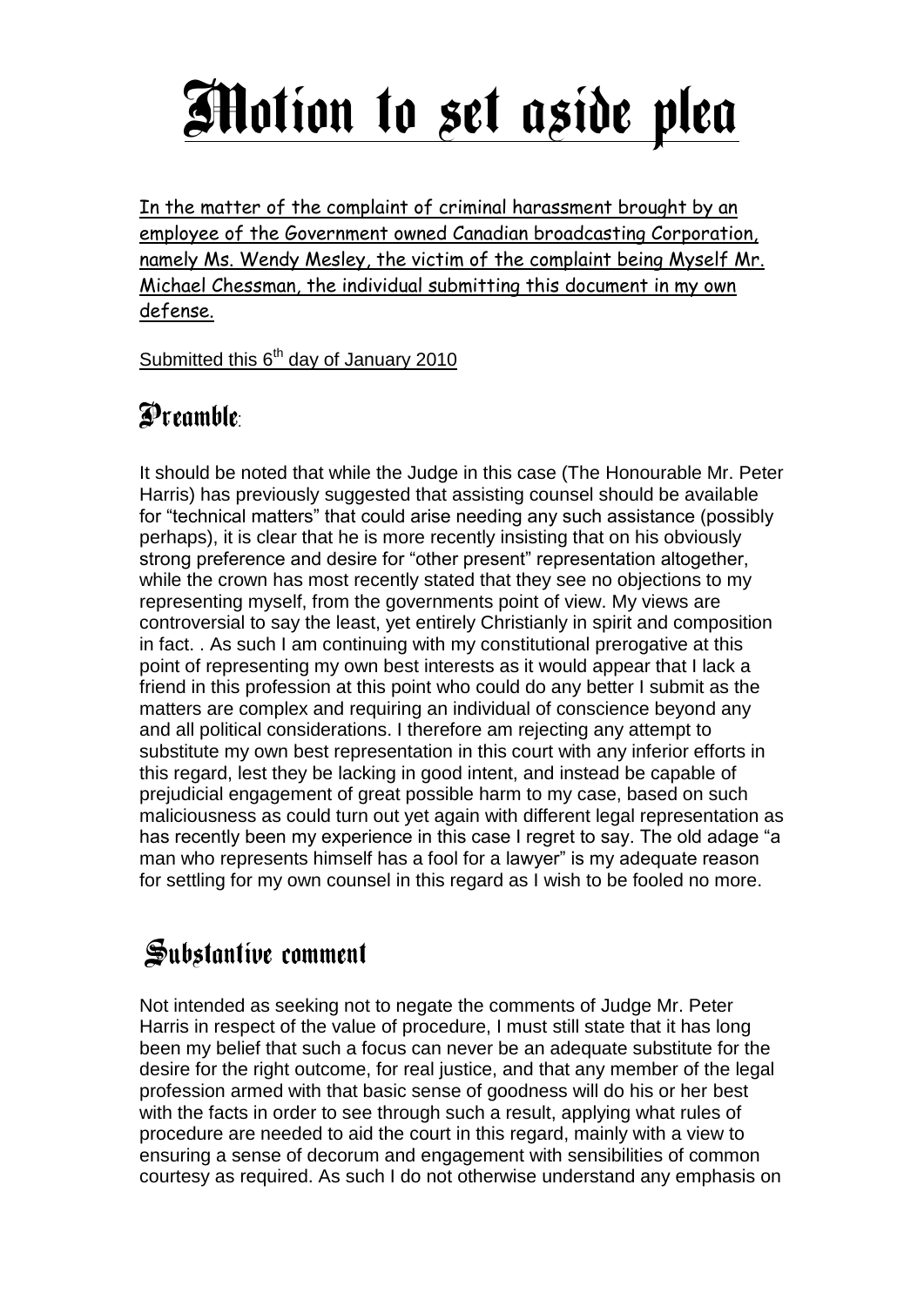# Motion to set aside plea

In the matter of the complaint of criminal harassment brought by an employee of the Government owned Canadian broadcasting Corporation, namely Ms. Wendy Mesley, the victim of the complaint being Myself Mr. Michael Chessman, the individual submitting this document in my own defense.

Submitted this 6th day of January 2010

## Preamble:

It should be noted that while the Judge in this case (The Honourable Mr. Peter Harris) has previously suggested that assisting counsel should be available for "technical matters" that could arise needing any such assistance (possibly perhaps), it is clear that he is more recently insisting that on his obviously strong preference and desire for "other present" representation altogether, while the crown has most recently stated that they see no objections to my representing myself, from the governments point of view. My views are controversial to say the least, yet entirely Christianly in spirit and composition in fact. . As such I am continuing with my constitutional prerogative at this point of representing my own best interests as it would appear that I lack a friend in this profession at this point who could do any better I submit as the matters are complex and requiring an individual of conscience beyond any and all political considerations. I therefore am rejecting any attempt to substitute my own best representation in this court with any inferior efforts in this regard, lest they be lacking in good intent, and instead be capable of prejudicial engagement of great possible harm to my case, based on such maliciousness as could turn out yet again with different legal representation as has recently been my experience in this case I regret to say. The old adage "a man who represents himself has a fool for a lawyer" is my adequate reason for settling for my own counsel in this regard as I wish to be fooled no more.

## Substantive comment

Not intended as seeking not to negate the comments of Judge Mr. Peter Harris in respect of the value of procedure, I must still state that it has long been my belief that such a focus can never be an adequate substitute for the desire for the right outcome, for real justice, and that any member of the legal profession armed with that basic sense of goodness will do his or her best with the facts in order to see through such a result, applying what rules of procedure are needed to aid the court in this regard, mainly with a view to ensuring a sense of decorum and engagement with sensibilities of common courtesy as required. As such I do not otherwise understand any emphasis on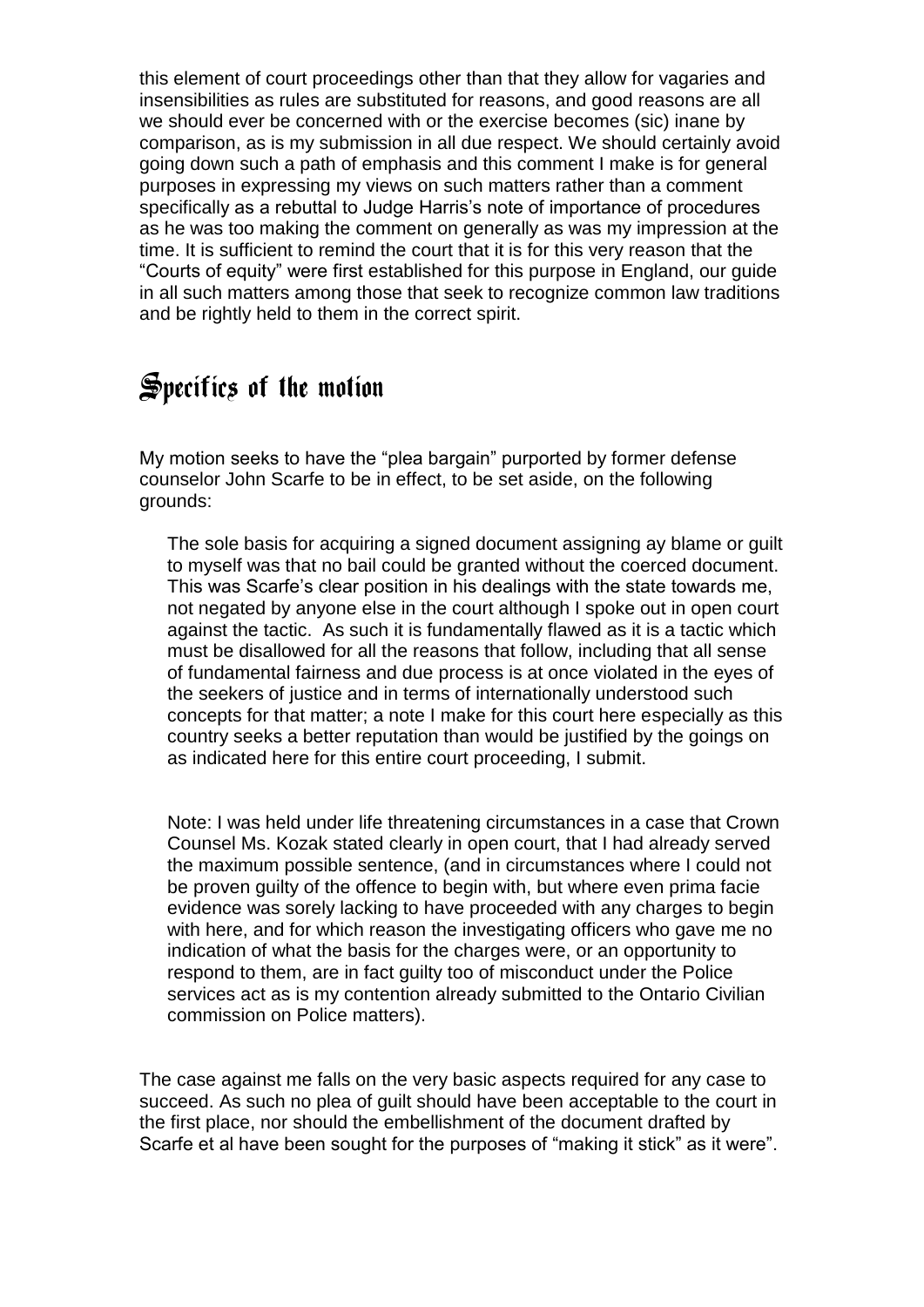this element of court proceedings other than that they allow for vagaries and insensibilities as rules are substituted for reasons, and good reasons are all we should ever be concerned with or the exercise becomes (sic) inane by comparison, as is my submission in all due respect. We should certainly avoid going down such a path of emphasis and this comment I make is for general purposes in expressing my views on such matters rather than a comment specifically as a rebuttal to Judge Harris's note of importance of procedures as he was too making the comment on generally as was my impression at the time. It is sufficient to remind the court that it is for this very reason that the "Courts of equity" were first established for this purpose in England, our guide in all such matters among those that seek to recognize common law traditions and be rightly held to them in the correct spirit.

## Specifics of the motion

My motion seeks to have the "plea bargain" purported by former defense counselor John Scarfe to be in effect, to be set aside, on the following grounds:

> The sole basis for acquiring a signed document assigning ay blame or guilt to myself was that no bail could be granted without the coerced document. This was Scarfe's clear position in his dealings with the state towards me, not negated by anyone else in the court although I spoke out in open court against the tactic. As such it is fundamentally flawed as it is a tactic which must be disallowed for all the reasons that follow, including that all sense of fundamental fairness and due process is at once violated in the eyes of the seekers of justice and in terms of internationally understood such concepts for that matter; a note I make for this court here especially as this country seeks a better reputation than would be justified by the goings on as indicated here for this entire court proceeding, I submit.
>
> Note: I was held under life threatening circumstances in a case that Crown Counsel Ms. Kozak stated clearly in open court, that I had already served the maximum possible sentence, (and in circumstances where I could not be proven guilty of the offence to begin with, but where even prima facie evidence was sorely lacking to have proceeded with any charges to begin with here, and for which reason the investigating officers who gave me no indication of what the basis for the charges were, or an opportunity to respond to them, are in fact guilty too of misconduct under the Police services act as is my contention already submitted to the Ontario Civilian commission on Police matters).

The case against me falls on the very basic aspects required for any case to succeed. As such no plea of guilt should have been acceptable to the court in the first place, nor should the embellishment of the document drafted by Scarfe et al have been sought for the purposes of "making it stick" as it were".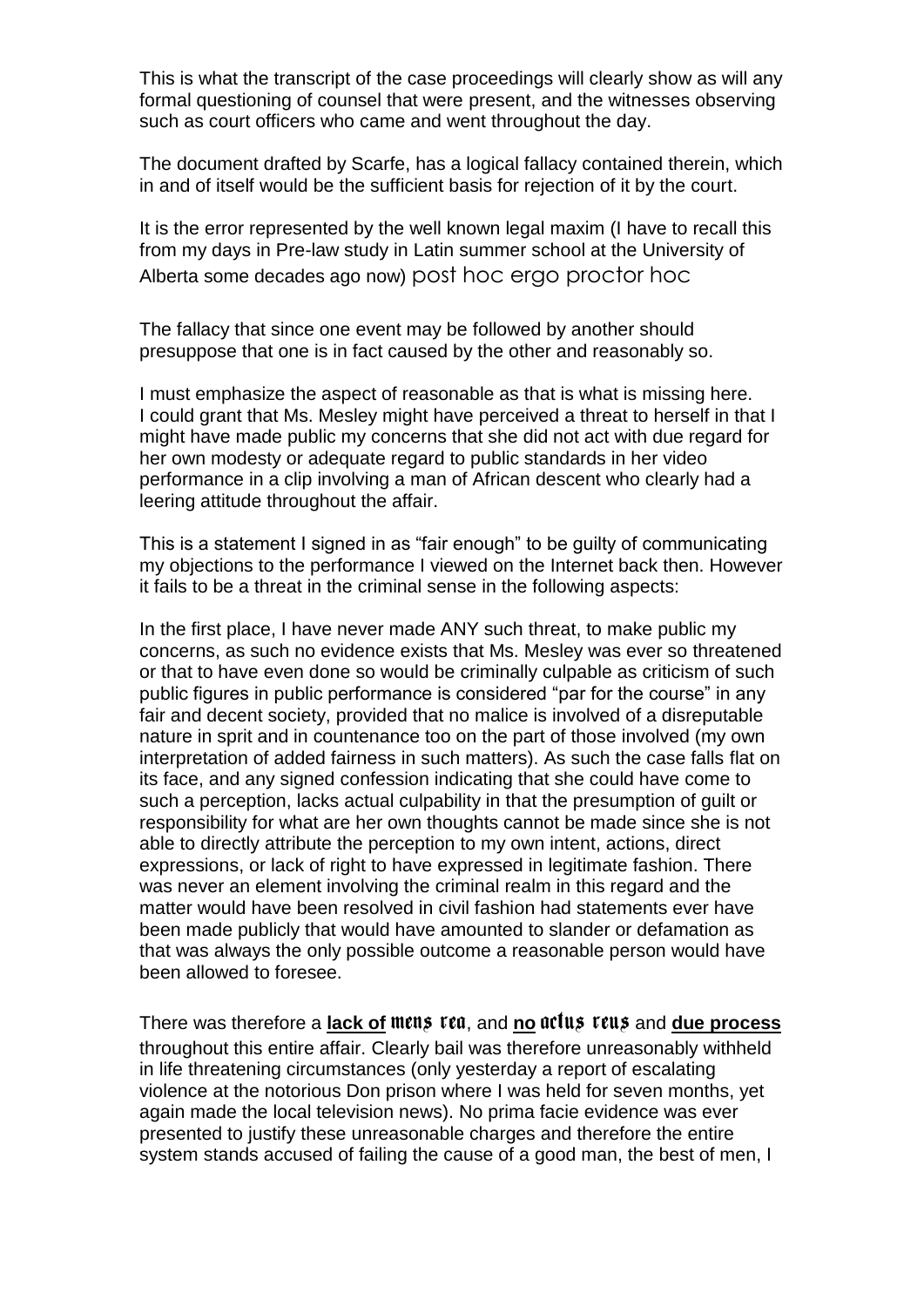This is what the transcript of the case proceedings will clearly show as will any formal questioning of counsel that were present, and the witnesses observing such as court officers who came and went throughout the day.

The document drafted by Scarfe, has a logical fallacy contained therein, which in and of itself would be the sufficient basis for rejection of it by the court.

It is the error represented by the well known legal maxim (I have to recall this from my days in Pre-law study in Latin summer school at the University of Alberta some decades ago now) post hoc ergo proctor hoc

The fallacy that since one event may be followed by another should presuppose that one is in fact caused by the other and reasonably so.

I must emphasize the aspect of reasonable as that is what is missing here. I could grant that Ms. Mesley might have perceived a threat to herself in that I might have made public my concerns that she did not act with due regard for her own modesty or adequate regard to public standards in her video performance in a clip involving a man of African descent who clearly had a leering attitude throughout the affair.

This is a statement I signed in as "fair enough" to be guilty of communicating my objections to the performance I viewed on the Internet back then. However it fails to be a threat in the criminal sense in the following aspects:

In the first place, I have never made ANY such threat, to make public my concerns, as such no evidence exists that Ms. Mesley was ever so threatened or that to have even done so would be criminally culpable as criticism of such public figures in public performance is considered "par for the course" in any fair and decent society, provided that no malice is involved of a disreputable nature in sprit and in countenance too on the part of those involved (my own interpretation of added fairness in such matters). As such the case falls flat on its face, and any signed confession indicating that she could have come to such a perception, lacks actual culpability in that the presumption of guilt or responsibility for what are her own thoughts cannot be made since she is not able to directly attribute the perception to my own intent, actions, direct expressions, or lack of right to have expressed in legitimate fashion. There was never an element involving the criminal realm in this regard and the matter would have been resolved in civil fashion had statements ever have been made publicly that would have amounted to slander or defamation as that was always the only possible outcome a reasonable person would have been allowed to foresee.

There was therefore a **lack of** mens rea, and **no** actus reus and **due process** throughout this entire affair. Clearly bail was therefore unreasonably withheld in life threatening circumstances (only yesterday a report of escalating violence at the notorious Don prison where I was held for seven months, yet again made the local television news). No prima facie evidence was ever presented to justify these unreasonable charges and therefore the entire system stands accused of failing the cause of a good man, the best of men, I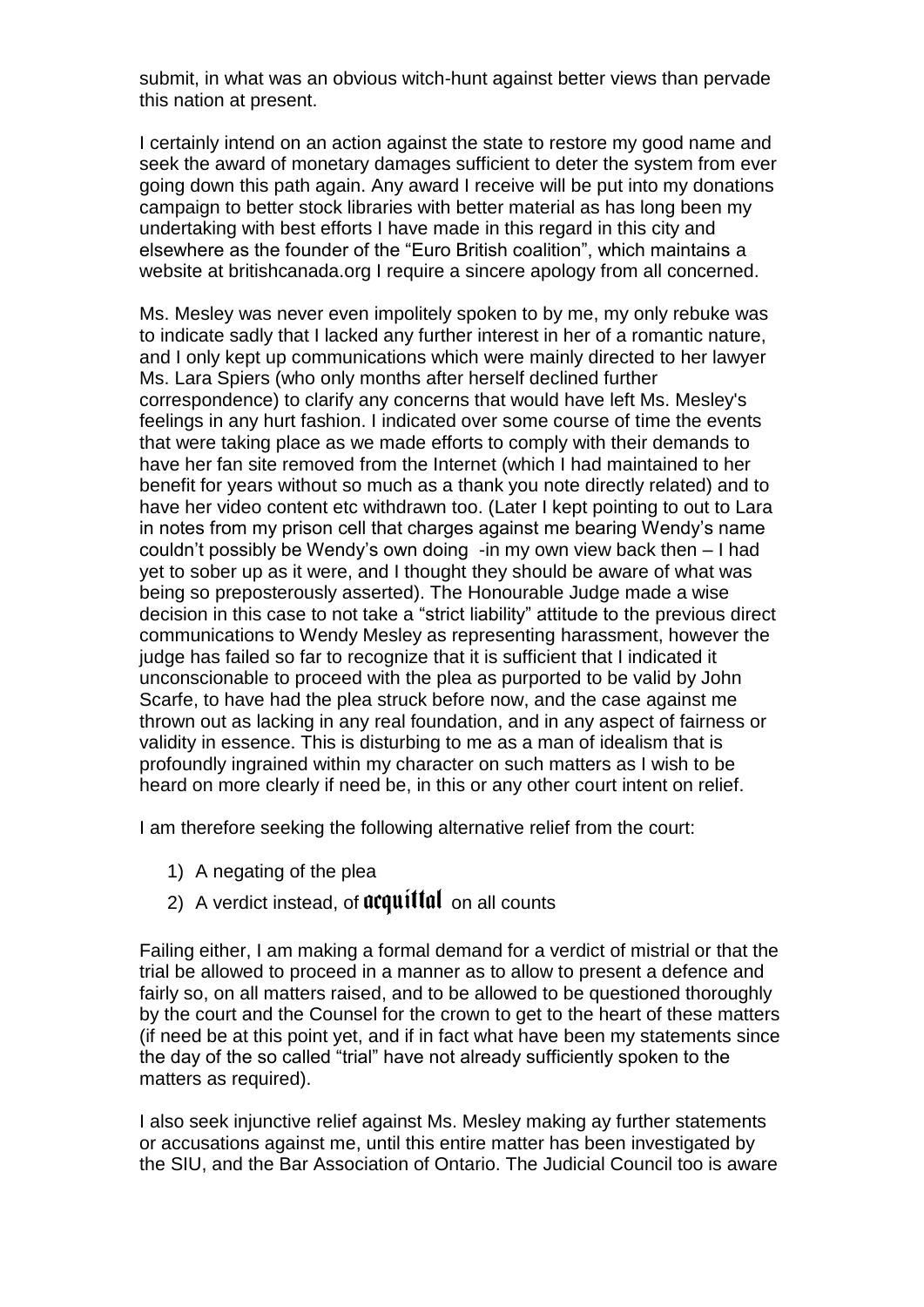submit, in what was an obvious witch-hunt against better views than pervade this nation at present.

I certainly intend on an action against the state to restore my good name and seek the award of monetary damages sufficient to deter the system from ever going down this path again. Any award I receive will be put into my donations campaign to better stock libraries with better material as has long been my undertaking with best efforts I have made in this regard in this city and elsewhere as the founder of the "Euro British coalition", which maintains a website at britishcanada.org I require a sincere apology from all concerned.

Ms. Mesley was never even impolitely spoken to by me, my only rebuke was to indicate sadly that I lacked any further interest in her of a romantic nature, and I only kept up communications which were mainly directed to her lawyer Ms. Lara Spiers (who only months after herself declined further correspondence) to clarify any concerns that would have left Ms. Mesley's feelings in any hurt fashion. I indicated over some course of time the events that were taking place as we made efforts to comply with their demands to have her fan site removed from the Internet (which I had maintained to her benefit for years without so much as a thank you note directly related) and to have her video content etc withdrawn too. (Later I kept pointing to out to Lara in notes from my prison cell that charges against me bearing Wendy's name couldn't possibly be Wendy's own doing -in my own view back then – I had yet to sober up as it were, and I thought they should be aware of what was being so preposterously asserted). The Honourable Judge made a wise decision in this case to not take a "strict liability" attitude to the previous direct communications to Wendy Mesley as representing harassment, however the judge has failed so far to recognize that it is sufficient that I indicated it unconscionable to proceed with the plea as purported to be valid by John Scarfe, to have had the plea struck before now, and the case against me thrown out as lacking in any real foundation, and in any aspect of fairness or validity in essence. This is disturbing to me as a man of idealism that is profoundly ingrained within my character on such matters as I wish to be heard on more clearly if need be, in this or any other court intent on relief.

I am therefore seeking the following alternative relief from the court:

1) A negating of the plea
2) A verdict instead, of **acquittal** on all counts

Failing either, I am making a formal demand for a verdict of mistrial or that the trial be allowed to proceed in a manner as to allow to present a defence and fairly so, on all matters raised, and to be allowed to be questioned thoroughly by the court and the Counsel for the crown to get to the heart of these matters (if need be at this point yet, and if in fact what have been my statements since the day of the so called "trial" have not already sufficiently spoken to the matters as required).

I also seek injunctive relief against Ms. Mesley making ay further statements or accusations against me, until this entire matter has been investigated by the SIU, and the Bar Association of Ontario. The Judicial Council too is aware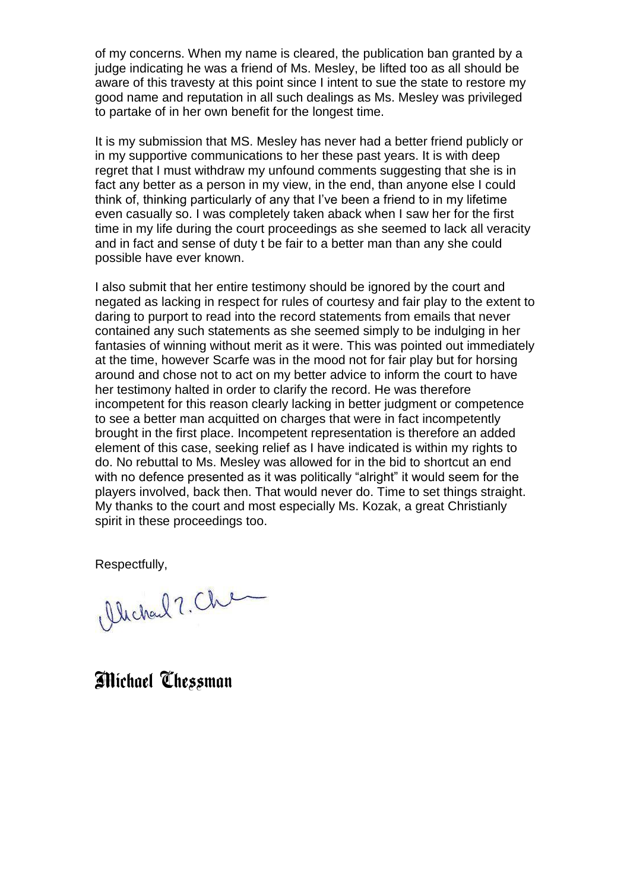of my concerns. When my name is cleared, the publication ban granted by a judge indicating he was a friend of Ms. Mesley, be lifted too as all should be aware of this travesty at this point since I intent to sue the state to restore my good name and reputation in all such dealings as Ms. Mesley was privileged to partake of in her own benefit for the longest time.

It is my submission that MS. Mesley has never had a better friend publicly or in my supportive communications to her these past years. It is with deep regret that I must withdraw my unfound comments suggesting that she is in fact any better as a person in my view, in the end, than anyone else I could think of, thinking particularly of any that I've been a friend to in my lifetime even casually so. I was completely taken aback when I saw her for the first time in my life during the court proceedings as she seemed to lack all veracity and in fact and sense of duty t be fair to a better man than any she could possible have ever known.

I also submit that her entire testimony should be ignored by the court and negated as lacking in respect for rules of courtesy and fair play to the extent to daring to purport to read into the record statements from emails that never contained any such statements as she seemed simply to be indulging in her fantasies of winning without merit as it were. This was pointed out immediately at the time, however Scarfe was in the mood not for fair play but for horsing around and chose not to act on my better advice to inform the court to have her testimony halted in order to clarify the record. He was therefore incompetent for this reason clearly lacking in better judgment or competence to see a better man acquitted on charges that were in fact incompetently brought in the first place. Incompetent representation is therefore an added element of this case, seeking relief as I have indicated is within my rights to do. No rebuttal to Ms. Mesley was allowed for in the bid to shortcut an end with no defence presented as it was politically "alright" it would seem for the players involved, back then. That would never do. Time to set things straight. My thanks to the court and most especially Ms. Kozak, a great Christianly spirit in these proceedings too.

Respectfully,

Michael T. Che

Michael Chessman